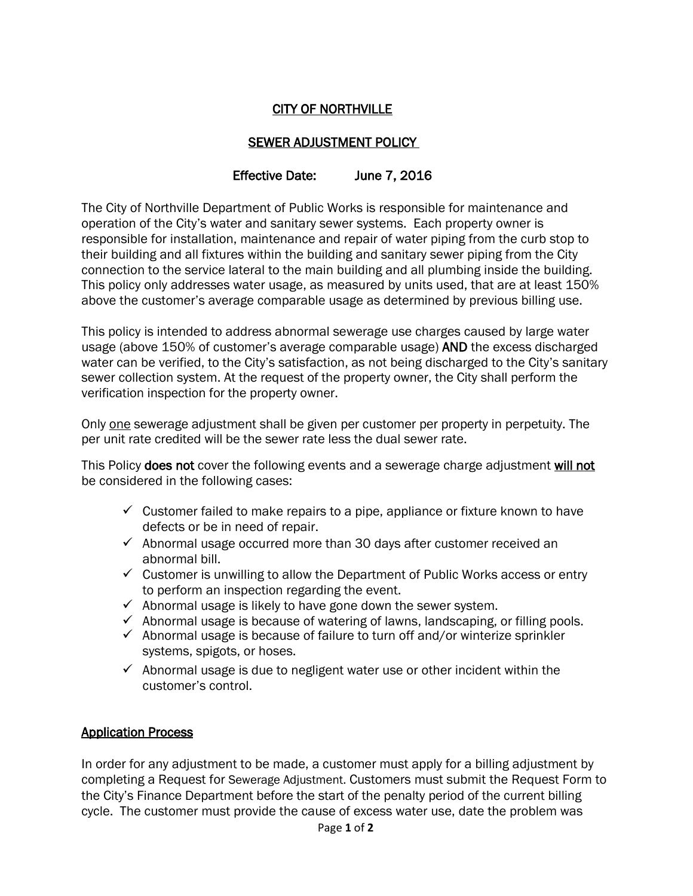# <u>CITY OF NORTHVILLE</u>

## <u>SEWER ADJUSTMENT POLICY</u>

**Effective Date: June 7, 2016**

The City of Northville Department of Public Works is responsible for maintenance and operation of the City's water and sanitary sewer systems. Each property owner is responsible for installation, maintenance and repair of water piping from the curb stop to their building and all fixtures within the building and sanitary sewer piping from the City connection to the service lateral to the main building and all plumbing inside the building. This policy only addresses water usage, as measured by units used, that are at least 150% above the customer's average comparable usage as determined by previous billing use.

This policy is intended to address abnormal sewerage use charges caused by large water usage (above 150% of customer's average comparable usage) **AND** the excess discharged water can be verified, to the City's satisfaction, as not being discharged to the City's sanitary sewer collection system. At the request of the property owner, the City shall perform the verification inspection for the property owner.

Only <u>one</u> sewerage adjustment shall be given per customer per property in perpetuity. The per unit rate credited will be the sewer rate less the dual sewer rate.

This Policy **does not** cover the following events and a sewerage charge adjustment **<u>will not</u>** be considered in the following cases:

- ✓ Customer failed to make repairs to a pipe, appliance or fixture known to have defects or be in need of repair.
- ✓ Abnormal usage occurred more than 30 days after customer received an abnormal bill.
- ✓ Customer is unwilling to allow the Department of Public Works access or entry to perform an inspection regarding the event.
- ✓ Abnormal usage is likely to have gone down the sewer system.
- ✓ Abnormal usage is because of watering of lawns, landscaping, or filling pools.
- ✓ Abnormal usage is because of failure to turn off and/or winterize sprinkler systems, spigots, or hoses.
- ✓ Abnormal usage is due to negligent water use or other incident within the customer's control.

## <u>Application Process</u>

In order for any adjustment to be made, a customer must apply for a billing adjustment by completing a Request for Sewerage Adjustment. Customers must submit the Request Form to the City's Finance Department before the start of the penalty period of the current billing cycle. The customer must provide the cause of excess water use, date the problem was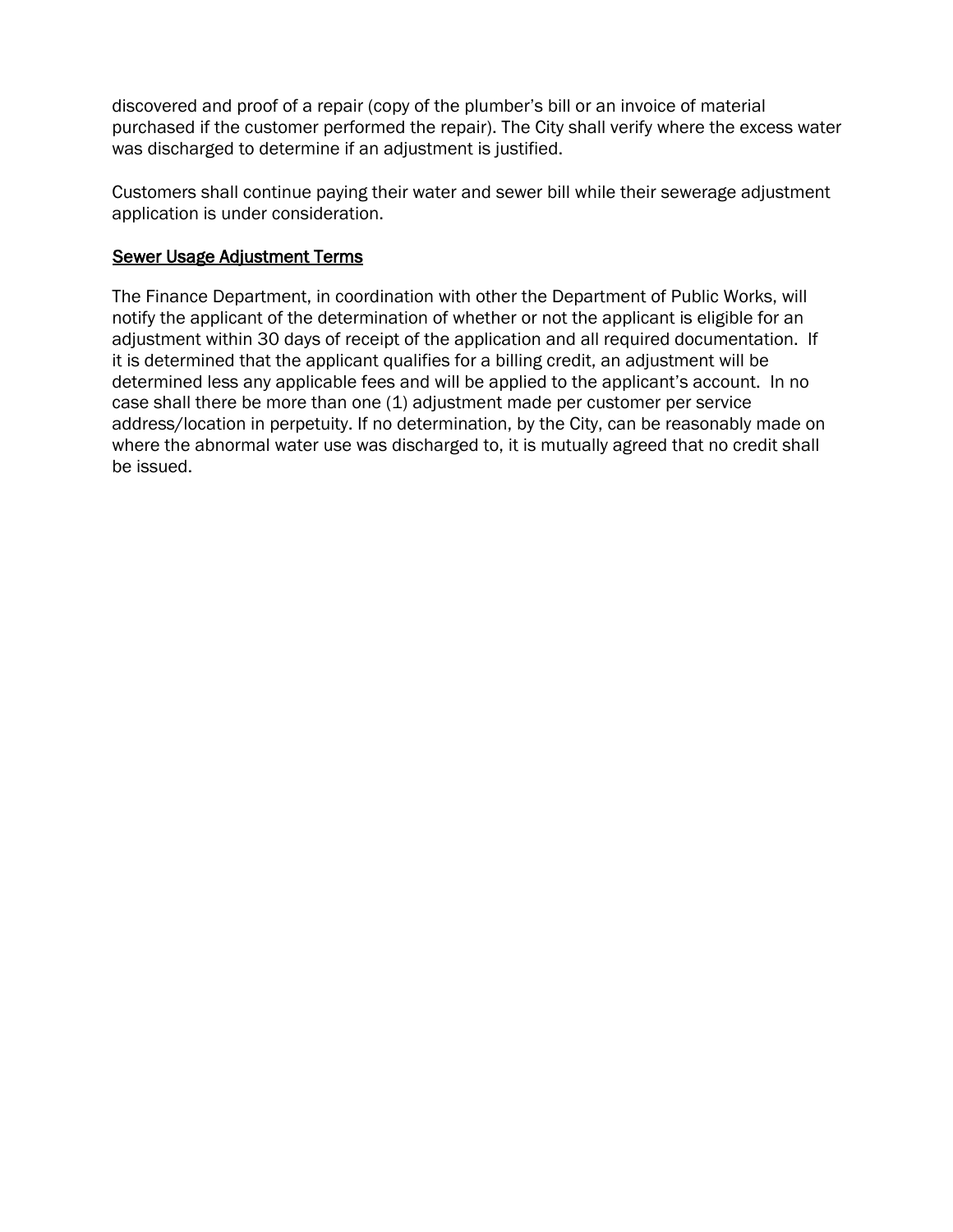discovered and proof of a repair (copy of the plumber's bill or an invoice of material purchased if the customer performed the repair). The City shall verify where the excess water was discharged to determine if an adjustment is justified.

Customers shall continue paying their water and sewer bill while their sewerage adjustment application is under consideration.

## <u>Sewer Usage Adjustment Terms</u>

The Finance Department, in coordination with other the Department of Public Works, will notify the applicant of the determination of whether or not the applicant is eligible for an adjustment within 30 days of receipt of the application and all required documentation. If it is determined that the applicant qualifies for a billing credit, an adjustment will be determined less any applicable fees and will be applied to the applicant's account. In no case shall there be more than one (1) adjustment made per customer per service address/location in perpetuity. If no determination, by the City, can be reasonably made on where the abnormal water use was discharged to, it is mutually agreed that no credit shall be issued.